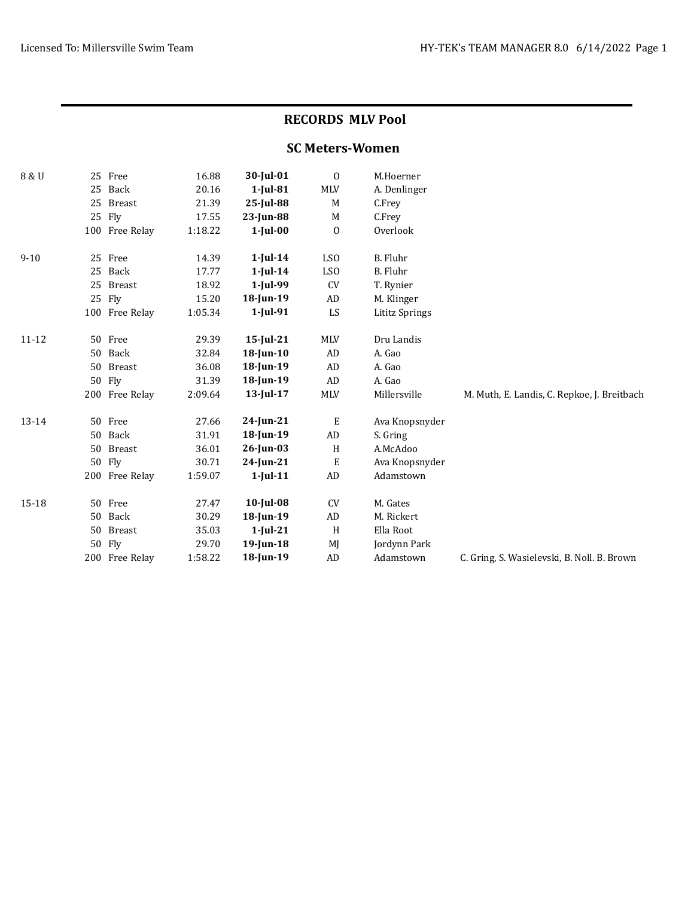# RECORDS MLV Pool

## SC Meters-Women

| Age Group | Distance | Event | Time | Date | Team | Name | Relay Swimmers |
|---|---|---|---|---|---|---|---|
| 8 & U | 25 | Free | 16.88 | **30-Jul-01** | O | M.Hoerner | |
| | 25 | Back | 20.16 | **1-Jul-81** | MLV | A. Denlinger | |
| | 25 | Breast | 21.39 | **25-Jul-88** | M | C.Frey | |
| | 25 | Fly | 17.55 | **23-Jun-88** | M | C.Frey | |
| | 100 | Free Relay | 1:18.22 | **1-Jul-00** | O | Overlook | |
| 9-10 | 25 | Free | 14.39 | **1-Jul-14** | LSO | B. Fluhr | |
| | 25 | Back | 17.77 | **1-Jul-14** | LSO | B. Fluhr | |
| | 25 | Breast | 18.92 | **1-Jul-99** | CV | T. Rynier | |
| | 25 | Fly | 15.20 | **18-Jun-19** | AD | M. Klinger | |
| | 100 | Free Relay | 1:05.34 | **1-Jul-91** | LS | Lititz Springs | |
| 11-12 | 50 | Free | 29.39 | **15-Jul-21** | MLV | Dru Landis | |
| | 50 | Back | 32.84 | **18-Jun-10** | AD | A. Gao | |
| | 50 | Breast | 36.08 | **18-Jun-19** | AD | A. Gao | |
| | 50 | Fly | 31.39 | **18-Jun-19** | AD | A. Gao | |
| | 200 | Free Relay | 2:09.64 | **13-Jul-17** | MLV | Millersville | M. Muth, E. Landis, C. Repkoe, J. Breitbach |
| 13-14 | 50 | Free | 27.66 | **24-Jun-21** | E | Ava Knopsnyder | |
| | 50 | Back | 31.91 | **18-Jun-19** | AD | S. Gring | |
| | 50 | Breast | 36.01 | **26-Jun-03** | H | A.McAdoo | |
| | 50 | Fly | 30.71 | **24-Jun-21** | E | Ava Knopsnyder | |
| | 200 | Free Relay | 1:59.07 | **1-Jul-11** | AD | Adamstown | |
| 15-18 | 50 | Free | 27.47 | **10-Jul-08** | CV | M. Gates | |
| | 50 | Back | 30.29 | **18-Jun-19** | AD | M. Rickert | |
| | 50 | Breast | 35.03 | **1-Jul-21** | H | Ella Root | |
| | 50 | Fly | 29.70 | **19-Jun-18** | MJ | Jordynn Park | |
| | 200 | Free Relay | 1:58.22 | **18-Jun-19** | AD | Adamstown | C. Gring, S. Wasielevski, B. Noll. B. Brown |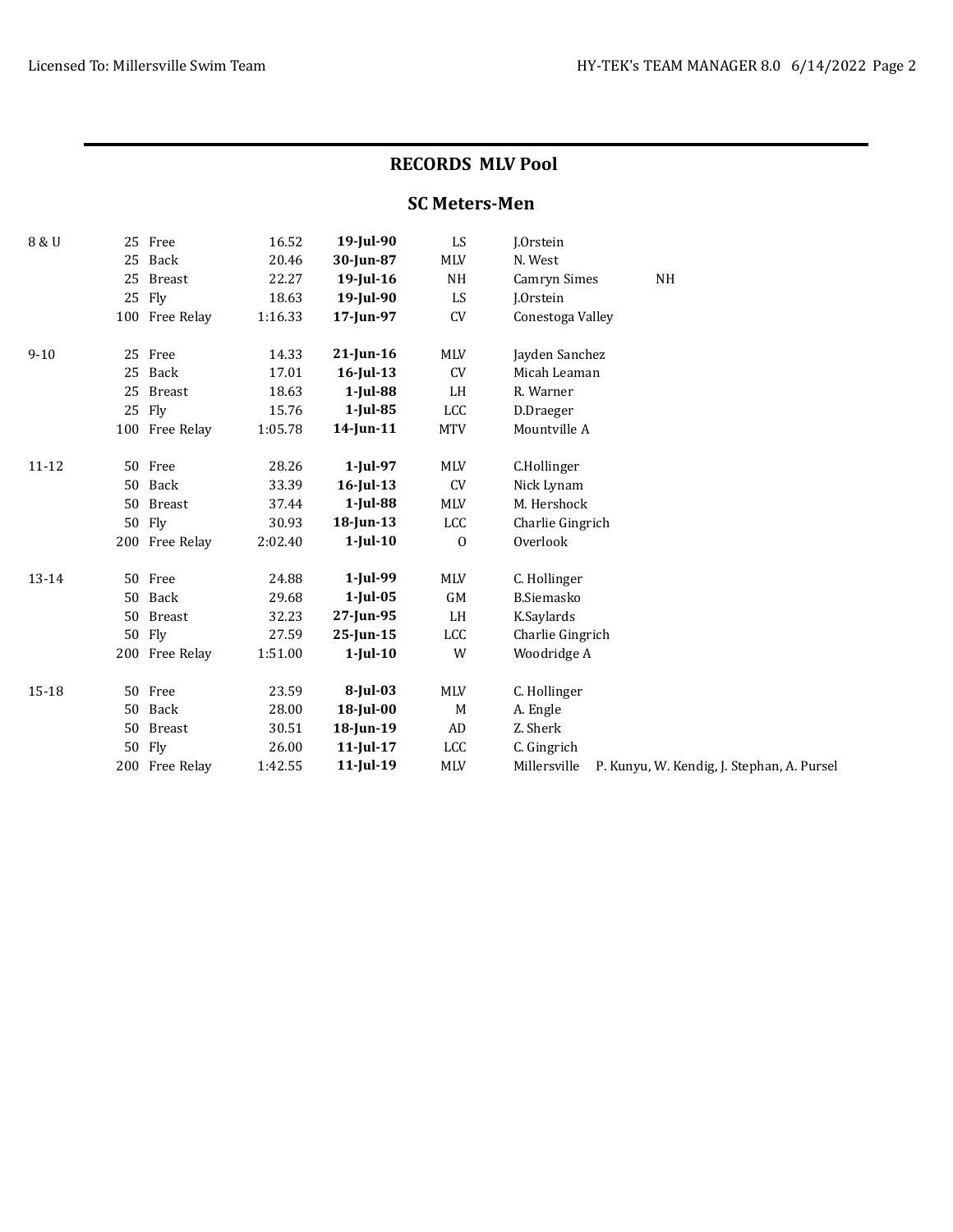## RECORDS MLV Pool

### SC Meters-Men

| | | | | | | | |
|---|---|---|---|---|---|---|---|
| 8 & U | 25 | Free | 16.52 | **19-Jul-90** | LS | J.Orstein | |
| | 25 | Back | 20.46 | **30-Jun-87** | MLV | N. West | |
| | 25 | Breast | 22.27 | **19-Jul-16** | NH | Camryn Simes | NH |
| | 25 | Fly | 18.63 | **19-Jul-90** | LS | J.Orstein | |
| | 100 | Free Relay | 1:16.33 | **17-Jun-97** | CV | Conestoga Valley | |
| 9-10 | 25 | Free | 14.33 | **21-Jun-16** | MLV | Jayden Sanchez | |
| | 25 | Back | 17.01 | **16-Jul-13** | CV | Micah Leaman | |
| | 25 | Breast | 18.63 | **1-Jul-88** | LH | R. Warner | |
| | 25 | Fly | 15.76 | **1-Jul-85** | LCC | D.Draeger | |
| | 100 | Free Relay | 1:05.78 | **14-Jun-11** | MTV | Mountville A | |
| 11-12 | 50 | Free | 28.26 | **1-Jul-97** | MLV | C.Hollinger | |
| | 50 | Back | 33.39 | **16-Jul-13** | CV | Nick Lynam | |
| | 50 | Breast | 37.44 | **1-Jul-88** | MLV | M. Hershock | |
| | 50 | Fly | 30.93 | **18-Jun-13** | LCC | Charlie Gingrich | |
| | 200 | Free Relay | 2:02.40 | **1-Jul-10** | O | Overlook | |
| 13-14 | 50 | Free | 24.88 | **1-Jul-99** | MLV | C. Hollinger | |
| | 50 | Back | 29.68 | **1-Jul-05** | GM | B.Siemasko | |
| | 50 | Breast | 32.23 | **27-Jun-95** | LH | K.Saylards | |
| | 50 | Fly | 27.59 | **25-Jun-15** | LCC | Charlie Gingrich | |
| | 200 | Free Relay | 1:51.00 | **1-Jul-10** | W | Woodridge A | |
| 15-18 | 50 | Free | 23.59 | **8-Jul-03** | MLV | C. Hollinger | |
| | 50 | Back | 28.00 | **18-Jul-00** | M | A. Engle | |
| | 50 | Breast | 30.51 | **18-Jun-19** | AD | Z. Sherk | |
| | 50 | Fly | 26.00 | **11-Jul-17** | LCC | C. Gingrich | |
| | 200 | Free Relay | 1:42.55 | **11-Jul-19** | MLV | Millersville | P. Kunyu, W. Kendig, J. Stephan, A. Pursel |